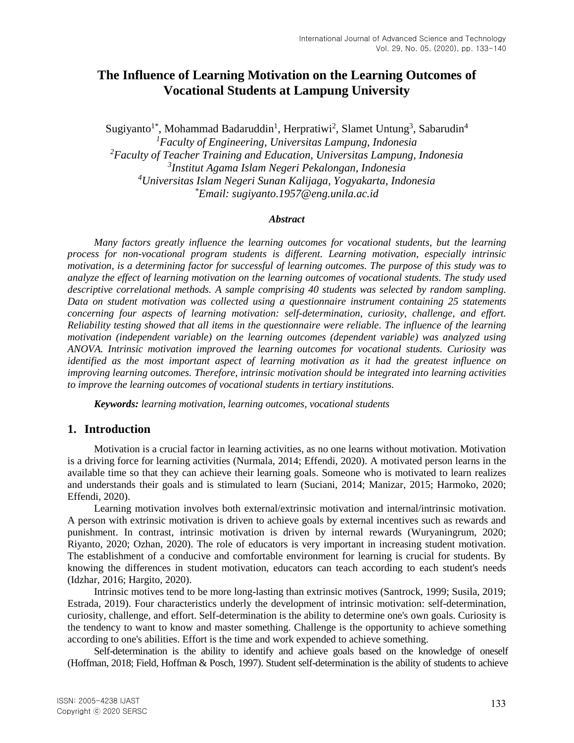# The Influence of Learning Motivation on the Learning Outcomes of Vocational Students at Lampung University

Sugiyanto[1*], Mohammad Badaruddin[1], Herpratiwi[2], Slamet Untung[3], Sabarudin[4]

[1]*Faculty of Engineering, Universitas Lampung, Indonesia*
[2]*Faculty of Teacher Training and Education, Universitas Lampung, Indonesia*
[3]*Institut Agama Islam Negeri Pekalongan, Indonesia*
[4]*Universitas Islam Negeri Sunan Kalijaga, Yogyakarta, Indonesia*
[*]*Email: sugiyanto.1957@eng.unila.ac.id*

***Abstract***

*Many factors greatly influence the learning outcomes for vocational students, but the learning process for non-vocational program students is different. Learning motivation, especially intrinsic motivation, is a determining factor for successful of learning outcomes. The purpose of this study was to analyze the effect of learning motivation on the learning outcomes of vocational students. The study used descriptive correlational methods. A sample comprising 40 students was selected by random sampling. Data on student motivation was collected using a questionnaire instrument containing 25 statements concerning four aspects of learning motivation: self-determination, curiosity, challenge, and effort. Reliability testing showed that all items in the questionnaire were reliable. The influence of the learning motivation (independent variable) on the learning outcomes (dependent variable) was analyzed using ANOVA. Intrinsic motivation improved the learning outcomes for vocational students. Curiosity was identified as the most important aspect of learning motivation as it had the greatest influence on improving learning outcomes. Therefore, intrinsic motivation should be integrated into learning activities to improve the learning outcomes of vocational students in tertiary institutions.*

***Keywords:*** *learning motivation, learning outcomes, vocational students*

## 1. Introduction

Motivation is a crucial factor in learning activities, as no one learns without motivation. Motivation is a driving force for learning activities (Nurmala, 2014; Effendi, 2020). A motivated person learns in the available time so that they can achieve their learning goals. Someone who is motivated to learn realizes and understands their goals and is stimulated to learn (Suciani, 2014; Manizar, 2015; Harmoko, 2020; Effendi, 2020).

Learning motivation involves both external/extrinsic motivation and internal/intrinsic motivation. A person with extrinsic motivation is driven to achieve goals by external incentives such as rewards and punishment. In contrast, intrinsic motivation is driven by internal rewards (Wuryaningrum, 2020; Riyanto, 2020; Ozhan, 2020). The role of educators is very important in increasing student motivation. The establishment of a conducive and comfortable environment for learning is crucial for students. By knowing the differences in student motivation, educators can teach according to each student's needs (Idzhar, 2016; Hargito, 2020).

Intrinsic motives tend to be more long-lasting than extrinsic motives (Santrock, 1999; Susila, 2019; Estrada, 2019). Four characteristics underly the development of intrinsic motivation: self-determination, curiosity, challenge, and effort. Self-determination is the ability to determine one's own goals. Curiosity is the tendency to want to know and master something. Challenge is the opportunity to achieve something according to one's abilities. Effort is the time and work expended to achieve something.

Self-determination is the ability to identify and achieve goals based on the knowledge of oneself (Hoffman, 2018; Field, Hoffman & Posch, 1997). Student self-determination is the ability of students to achieve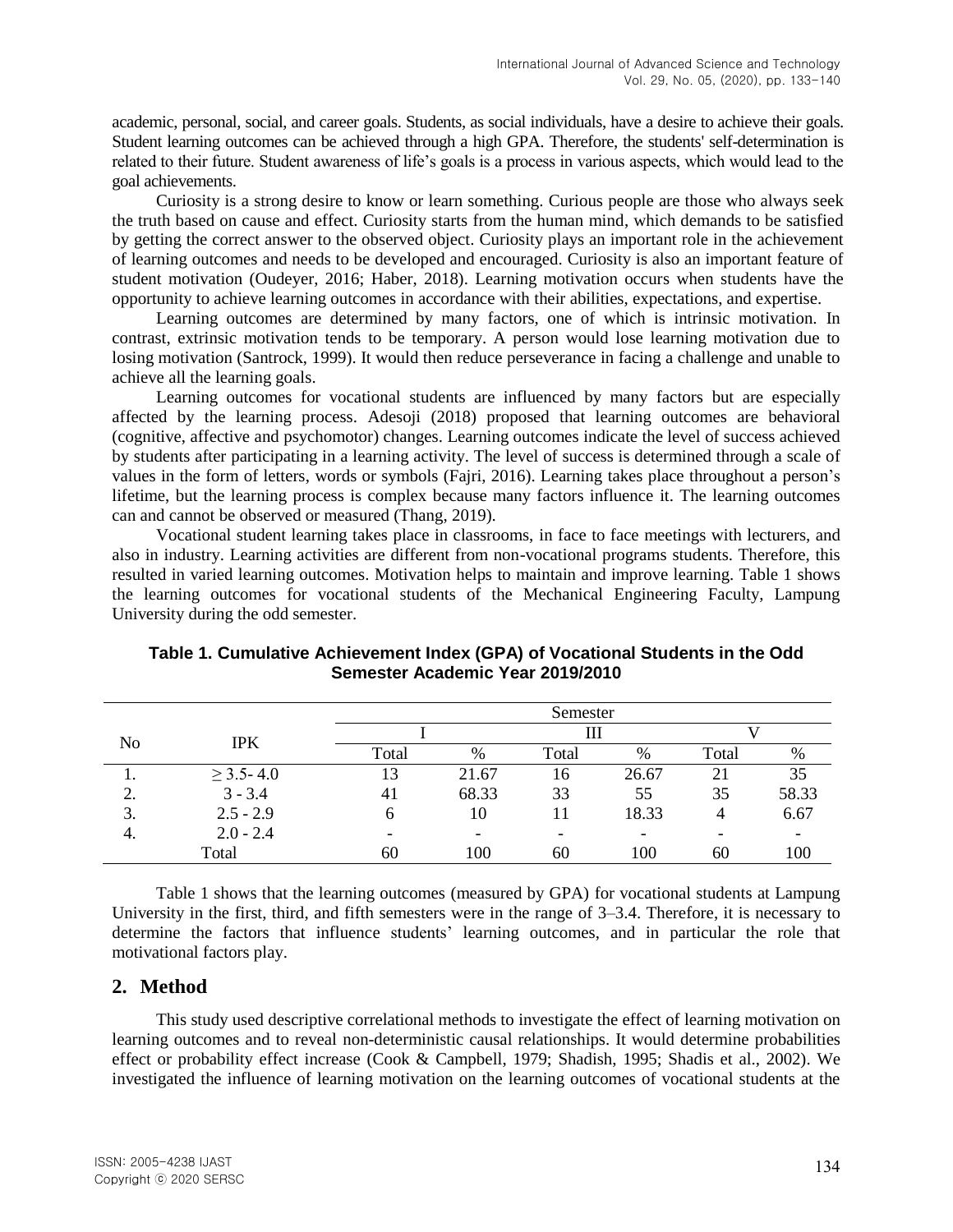academic, personal, social, and career goals. Students, as social individuals, have a desire to achieve their goals. Student learning outcomes can be achieved through a high GPA. Therefore, the students' self-determination is related to their future. Student awareness of life's goals is a process in various aspects, which would lead to the goal achievements.

Curiosity is a strong desire to know or learn something. Curious people are those who always seek the truth based on cause and effect. Curiosity starts from the human mind, which demands to be satisfied by getting the correct answer to the observed object. Curiosity plays an important role in the achievement of learning outcomes and needs to be developed and encouraged. Curiosity is also an important feature of student motivation (Oudeyer, 2016; Haber, 2018). Learning motivation occurs when students have the opportunity to achieve learning outcomes in accordance with their abilities, expectations, and expertise.

Learning outcomes are determined by many factors, one of which is intrinsic motivation. In contrast, extrinsic motivation tends to be temporary. A person would lose learning motivation due to losing motivation (Santrock, 1999). It would then reduce perseverance in facing a challenge and unable to achieve all the learning goals.

Learning outcomes for vocational students are influenced by many factors but are especially affected by the learning process. Adesoji (2018) proposed that learning outcomes are behavioral (cognitive, affective and psychomotor) changes. Learning outcomes indicate the level of success achieved by students after participating in a learning activity. The level of success is determined through a scale of values in the form of letters, words or symbols (Fajri, 2016). Learning takes place throughout a person's lifetime, but the learning process is complex because many factors influence it. The learning outcomes can and cannot be observed or measured (Thang, 2019).

Vocational student learning takes place in classrooms, in face to face meetings with lecturers, and also in industry. Learning activities are different from non-vocational programs students. Therefore, this resulted in varied learning outcomes. Motivation helps to maintain and improve learning. Table 1 shows the learning outcomes for vocational students of the Mechanical Engineering Faculty, Lampung University during the odd semester.

**Table 1. Cumulative Achievement Index (GPA) of Vocational Students in the Odd Semester Academic Year 2019/2010**

| No | IPK | Semester | | | | | |
|---|---|---|---|---|---|---|---|
| | | I | | III | | V | |
| | | Total | % | Total | % | Total | % |
| 1. | ≥ 3.5- 4.0 | 13 | 21.67 | 16 | 26.67 | 21 | 35 |
| 2. | 3 - 3.4 | 41 | 68.33 | 33 | 55 | 35 | 58.33 |
| 3. | 2.5 - 2.9 | 6 | 10 | 11 | 18.33 | 4 | 6.67 |
| 4. | 2.0 - 2.4 | - | - | - | - | - | - |
| | Total | 60 | 100 | 60 | 100 | 60 | 100 |

Table 1 shows that the learning outcomes (measured by GPA) for vocational students at Lampung University in the first, third, and fifth semesters were in the range of 3–3.4. Therefore, it is necessary to determine the factors that influence students' learning outcomes, and in particular the role that motivational factors play.

## 2. Method

This study used descriptive correlational methods to investigate the effect of learning motivation on learning outcomes and to reveal non-deterministic causal relationships. It would determine probabilities effect or probability effect increase (Cook & Campbell, 1979; Shadish, 1995; Shadis et al., 2002). We investigated the influence of learning motivation on the learning outcomes of vocational students at the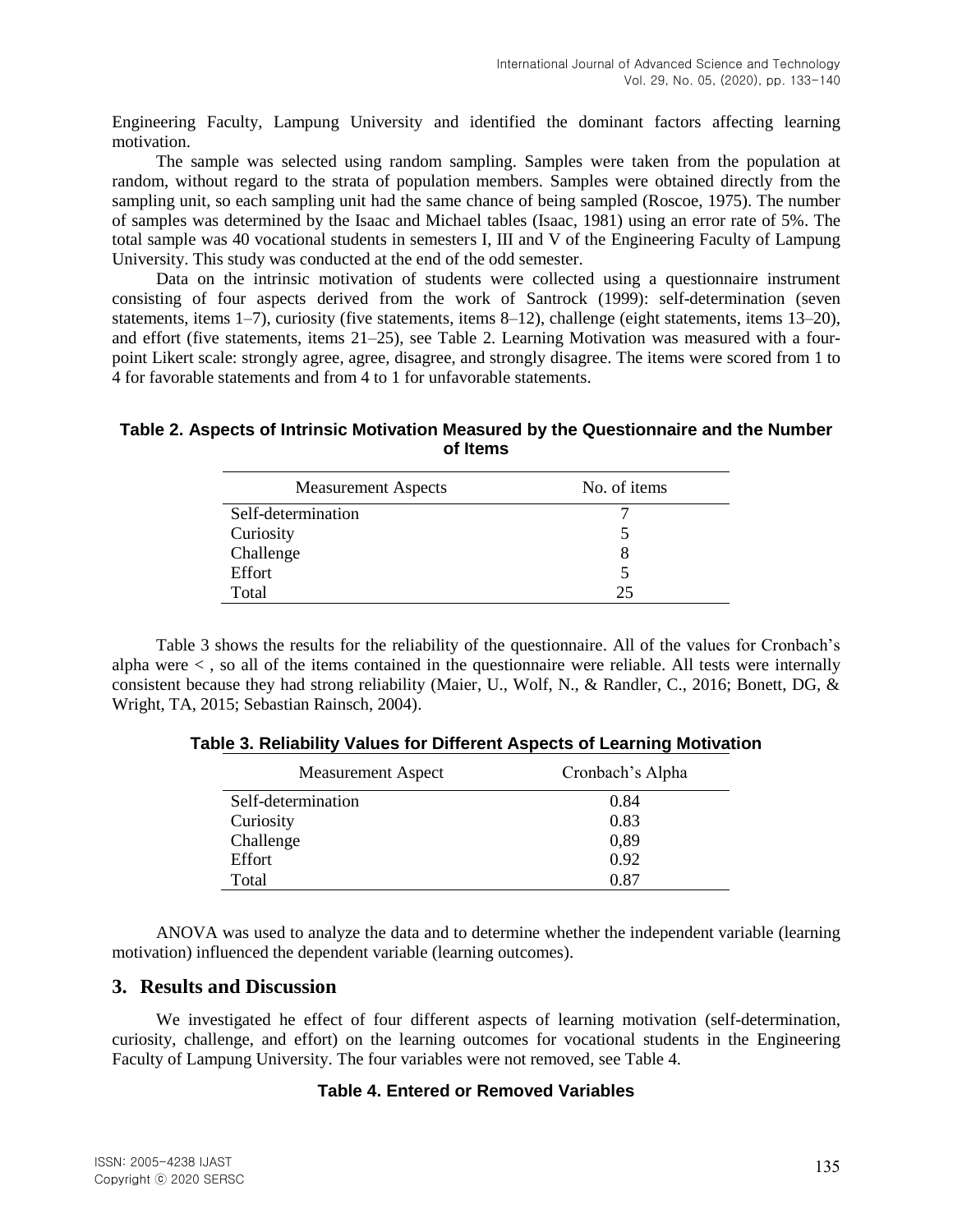Engineering Faculty, Lampung University and identified the dominant factors affecting learning motivation.

The sample was selected using random sampling. Samples were taken from the population at random, without regard to the strata of population members. Samples were obtained directly from the sampling unit, so each sampling unit had the same chance of being sampled (Roscoe, 1975). The number of samples was determined by the Isaac and Michael tables (Isaac, 1981) using an error rate of 5%. The total sample was 40 vocational students in semesters I, III and V of the Engineering Faculty of Lampung University. This study was conducted at the end of the odd semester.

Data on the intrinsic motivation of students were collected using a questionnaire instrument consisting of four aspects derived from the work of Santrock (1999): self-determination (seven statements, items 1–7), curiosity (five statements, items 8–12), challenge (eight statements, items 13–20), and effort (five statements, items 21–25), see Table 2. Learning Motivation was measured with a four-point Likert scale: strongly agree, agree, disagree, and strongly disagree. The items were scored from 1 to 4 for favorable statements and from 4 to 1 for unfavorable statements.

**Table 2. Aspects of Intrinsic Motivation Measured by the Questionnaire and the Number of Items**

| Measurement Aspects | No. of items |
|---|---|
| Self-determination | 7 |
| Curiosity | 5 |
| Challenge | 8 |
| Effort | 5 |
| Total | 25 |

Table 3 shows the results for the reliability of the questionnaire. All of the values for Cronbach's alpha were < , so all of the items contained in the questionnaire were reliable. All tests were internally consistent because they had strong reliability (Maier, U., Wolf, N., & Randler, C., 2016; Bonett, DG, & Wright, TA, 2015; Sebastian Rainsch, 2004).

**Table 3. Reliability Values for Different Aspects of Learning Motivation**

| Measurement Aspect | Cronbach's Alpha |
|---|---|
| Self-determination | 0.84 |
| Curiosity | 0.83 |
| Challenge | 0,89 |
| Effort | 0.92 |
| Total | 0.87 |

ANOVA was used to analyze the data and to determine whether the independent variable (learning motivation) influenced the dependent variable (learning outcomes).

## 3. Results and Discussion

We investigated he effect of four different aspects of learning motivation (self-determination, curiosity, challenge, and effort) on the learning outcomes for vocational students in the Engineering Faculty of Lampung University. The four variables were not removed, see Table 4.

**Table 4. Entered or Removed Variables**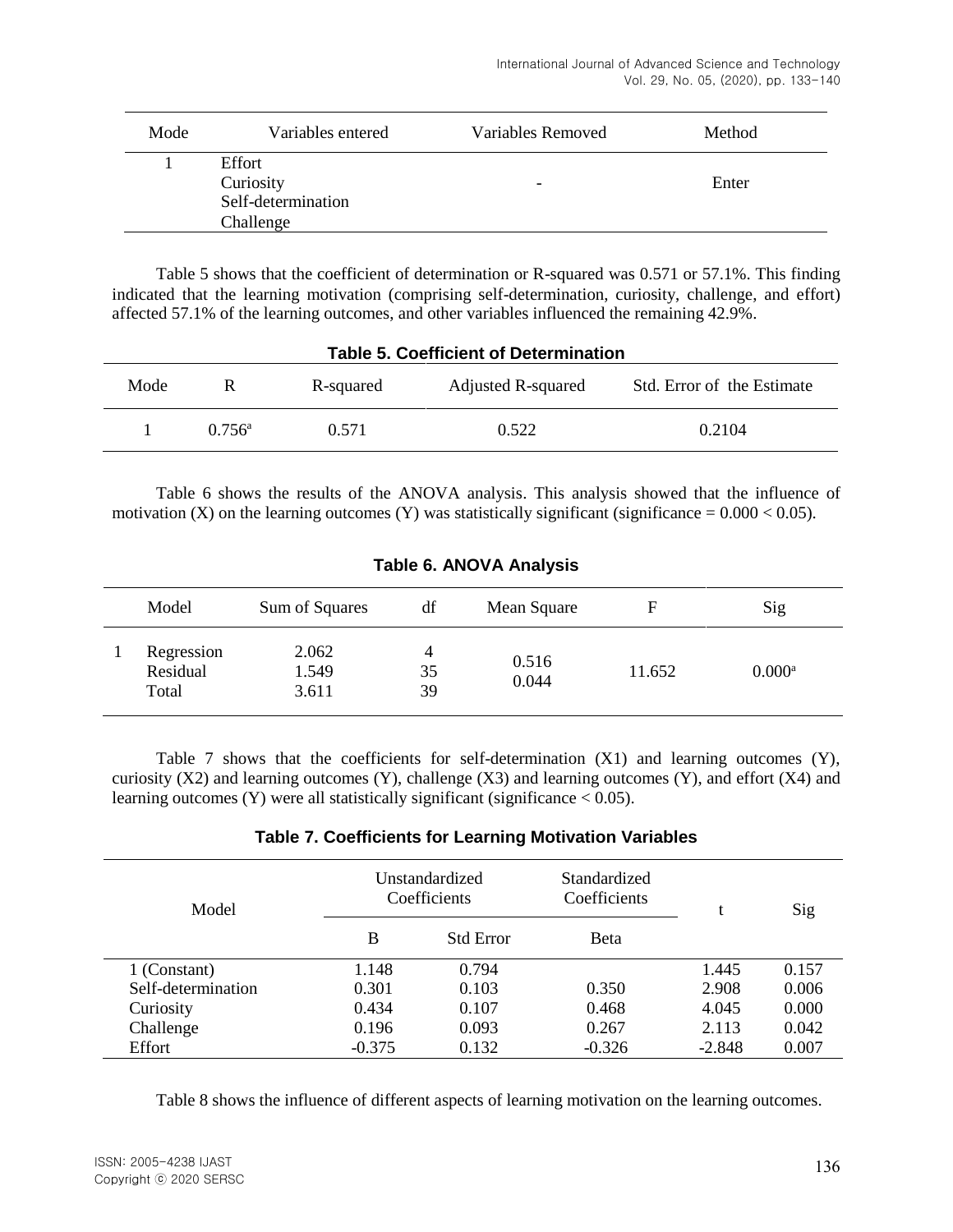| Mode | Variables entered | Variables Removed | Method |
|---|---|---|---|
| 1 | Effort<br>Curiosity<br>Self-determination<br>Challenge | - | Enter |

Table 5 shows that the coefficient of determination or R-squared was 0.571 or 57.1%. This finding indicated that the learning motivation (comprising self-determination, curiosity, challenge, and effort) affected 57.1% of the learning outcomes, and other variables influenced the remaining 42.9%.

**Table 5. Coefficient of Determination**

| Mode | R | R-squared | Adjusted R-squared | Std. Error of the Estimate |
|---|---|---|---|---|
| 1 | 0.756[a] | 0.571 | 0.522 | 0.2104 |

Table 6 shows the results of the ANOVA analysis. This analysis showed that the influence of motivation (X) on the learning outcomes (Y) was statistically significant (significance = 0.000 < 0.05).

**Table 6. ANOVA Analysis**

| | Model | Sum of Squares | df | Mean Square | F | Sig |
|---|---|---|---|---|---|---|
| 1 | Regression<br>Residual<br>Total | 2.062<br>1.549<br>3.611 | 4<br>35<br>39 | 0.516<br>0.044 | 11.652 | 0.000[a] |

Table 7 shows that the coefficients for self-determination (X1) and learning outcomes (Y), curiosity (X2) and learning outcomes (Y), challenge (X3) and learning outcomes (Y), and effort (X4) and learning outcomes (Y) were all statistically significant (significance < 0.05).

**Table 7. Coefficients for Learning Motivation Variables**

| Model | Unstandardized Coefficients | | Standardized Coefficients | t | Sig |
|---|---|---|---|---|---|
| | B | Std Error | Beta | | |
| 1 (Constant) | 1.148 | 0.794 | | 1.445 | 0.157 |
| Self-determination | 0.301 | 0.103 | 0.350 | 2.908 | 0.006 |
| Curiosity | 0.434 | 0.107 | 0.468 | 4.045 | 0.000 |
| Challenge | 0.196 | 0.093 | 0.267 | 2.113 | 0.042 |
| Effort | -0.375 | 0.132 | -0.326 | -2.848 | 0.007 |

Table 8 shows the influence of different aspects of learning motivation on the learning outcomes.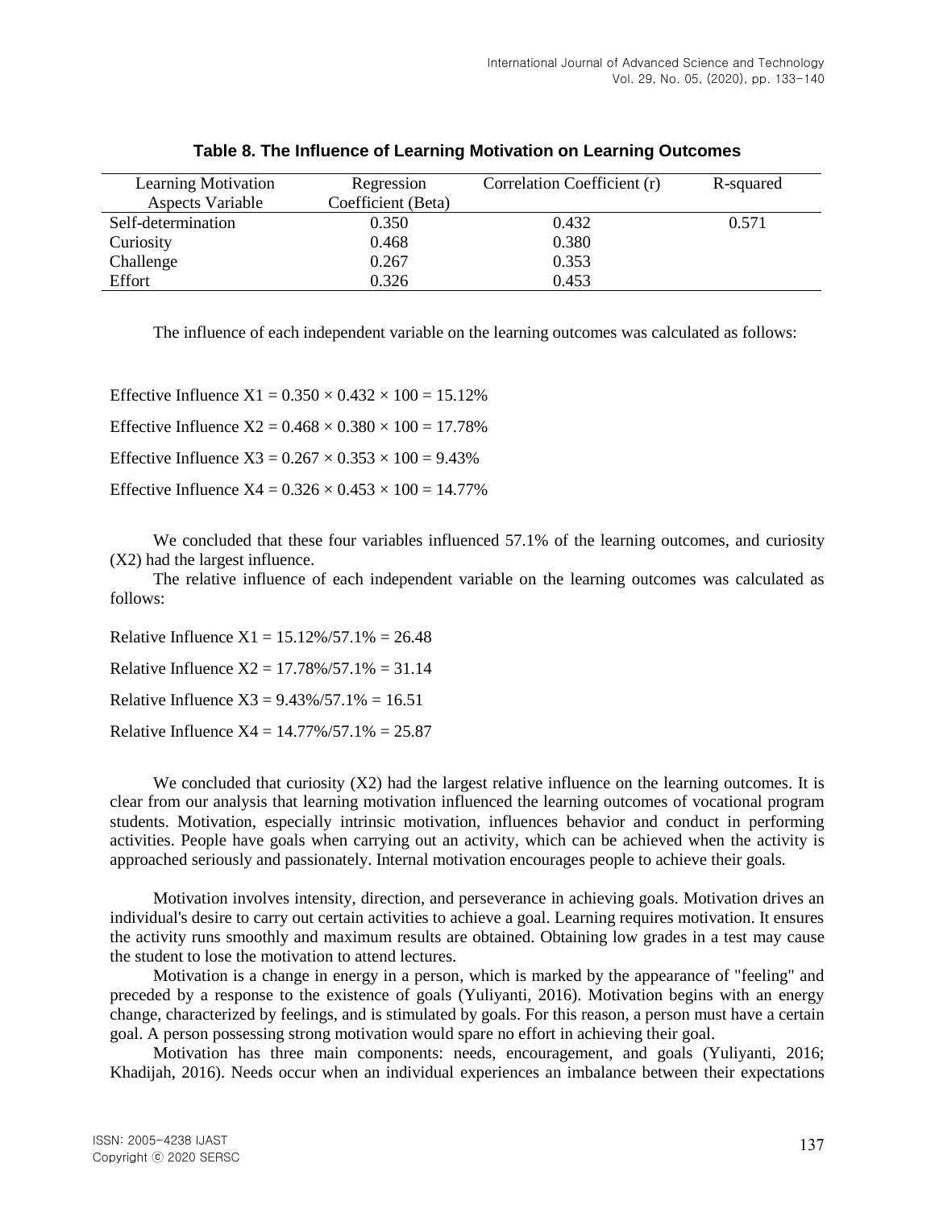**Table 8. The Influence of Learning Motivation on Learning Outcomes**

| Learning Motivation Aspects Variable | Regression Coefficient (Beta) | Correlation Coefficient (r) | R-squared |
|---|---|---|---|
| Self-determination | 0.350 | 0.432 | 0.571 |
| Curiosity | 0.468 | 0.380 | |
| Challenge | 0.267 | 0.353 | |
| Effort | 0.326 | 0.453 | |

The influence of each independent variable on the learning outcomes was calculated as follows:

Effective Influence X1 = 0.350 × 0.432 × 100 = 15.12%

Effective Influence X2 = 0.468 × 0.380 × 100 = 17.78%

Effective Influence X3 = 0.267 × 0.353 × 100 = 9.43%

Effective Influence X4 = 0.326 × 0.453 × 100 = 14.77%

We concluded that these four variables influenced 57.1% of the learning outcomes, and curiosity (X2) had the largest influence.

The relative influence of each independent variable on the learning outcomes was calculated as follows:

Relative Influence X1 = 15.12%/57.1% = 26.48

Relative Influence X2 = 17.78%/57.1% = 31.14

Relative Influence X3 = 9.43%/57.1% = 16.51

Relative Influence X4 = 14.77%/57.1% = 25.87

We concluded that curiosity (X2) had the largest relative influence on the learning outcomes. It is clear from our analysis that learning motivation influenced the learning outcomes of vocational program students. Motivation, especially intrinsic motivation, influences behavior and conduct in performing activities. People have goals when carrying out an activity, which can be achieved when the activity is approached seriously and passionately. Internal motivation encourages people to achieve their goals.

Motivation involves intensity, direction, and perseverance in achieving goals. Motivation drives an individual's desire to carry out certain activities to achieve a goal. Learning requires motivation. It ensures the activity runs smoothly and maximum results are obtained. Obtaining low grades in a test may cause the student to lose the motivation to attend lectures.

Motivation is a change in energy in a person, which is marked by the appearance of "feeling" and preceded by a response to the existence of goals (Yuliyanti, 2016). Motivation begins with an energy change, characterized by feelings, and is stimulated by goals. For this reason, a person must have a certain goal. A person possessing strong motivation would spare no effort in achieving their goal.

Motivation has three main components: needs, encouragement, and goals (Yuliyanti, 2016; Khadijah, 2016). Needs occur when an individual experiences an imbalance between their expectations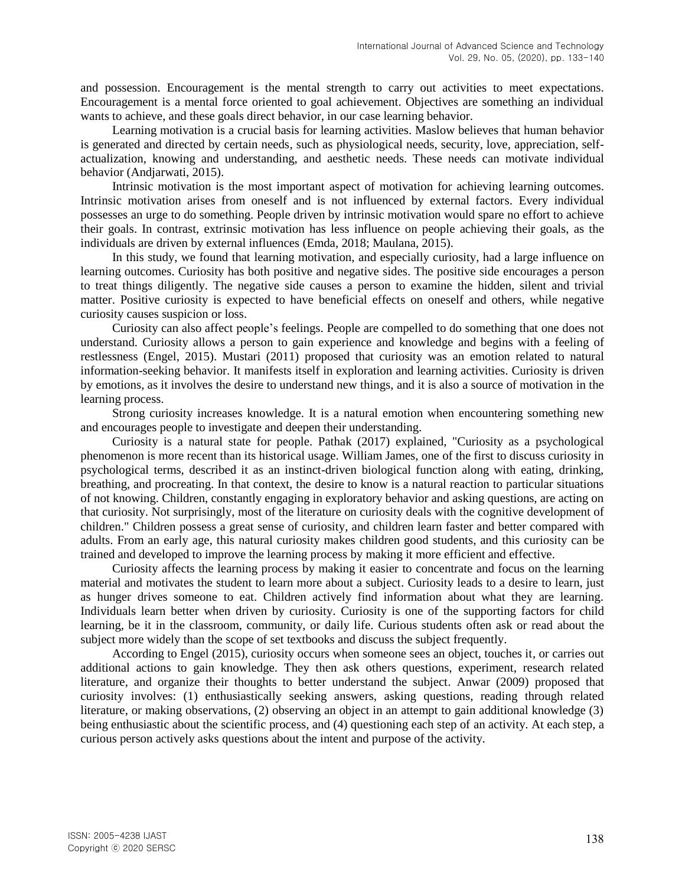and possession. Encouragement is the mental strength to carry out activities to meet expectations. Encouragement is a mental force oriented to goal achievement. Objectives are something an individual wants to achieve, and these goals direct behavior, in our case learning behavior.

Learning motivation is a crucial basis for learning activities. Maslow believes that human behavior is generated and directed by certain needs, such as physiological needs, security, love, appreciation, self-actualization, knowing and understanding, and aesthetic needs. These needs can motivate individual behavior (Andjarwati, 2015).

Intrinsic motivation is the most important aspect of motivation for achieving learning outcomes. Intrinsic motivation arises from oneself and is not influenced by external factors. Every individual possesses an urge to do something. People driven by intrinsic motivation would spare no effort to achieve their goals. In contrast, extrinsic motivation has less influence on people achieving their goals, as the individuals are driven by external influences (Emda, 2018; Maulana, 2015).

In this study, we found that learning motivation, and especially curiosity, had a large influence on learning outcomes. Curiosity has both positive and negative sides. The positive side encourages a person to treat things diligently. The negative side causes a person to examine the hidden, silent and trivial matter. Positive curiosity is expected to have beneficial effects on oneself and others, while negative curiosity causes suspicion or loss.

Curiosity can also affect people's feelings. People are compelled to do something that one does not understand. Curiosity allows a person to gain experience and knowledge and begins with a feeling of restlessness (Engel, 2015). Mustari (2011) proposed that curiosity was an emotion related to natural information-seeking behavior. It manifests itself in exploration and learning activities. Curiosity is driven by emotions, as it involves the desire to understand new things, and it is also a source of motivation in the learning process.

Strong curiosity increases knowledge. It is a natural emotion when encountering something new and encourages people to investigate and deepen their understanding.

Curiosity is a natural state for people. Pathak (2017) explained, "Curiosity as a psychological phenomenon is more recent than its historical usage. William James, one of the first to discuss curiosity in psychological terms, described it as an instinct-driven biological function along with eating, drinking, breathing, and procreating. In that context, the desire to know is a natural reaction to particular situations of not knowing. Children, constantly engaging in exploratory behavior and asking questions, are acting on that curiosity. Not surprisingly, most of the literature on curiosity deals with the cognitive development of children." Children possess a great sense of curiosity, and children learn faster and better compared with adults. From an early age, this natural curiosity makes children good students, and this curiosity can be trained and developed to improve the learning process by making it more efficient and effective.

Curiosity affects the learning process by making it easier to concentrate and focus on the learning material and motivates the student to learn more about a subject. Curiosity leads to a desire to learn, just as hunger drives someone to eat. Children actively find information about what they are learning. Individuals learn better when driven by curiosity. Curiosity is one of the supporting factors for child learning, be it in the classroom, community, or daily life. Curious students often ask or read about the subject more widely than the scope of set textbooks and discuss the subject frequently.

According to Engel (2015), curiosity occurs when someone sees an object, touches it, or carries out additional actions to gain knowledge. They then ask others questions, experiment, research related literature, and organize their thoughts to better understand the subject. Anwar (2009) proposed that curiosity involves: (1) enthusiastically seeking answers, asking questions, reading through related literature, or making observations, (2) observing an object in an attempt to gain additional knowledge (3) being enthusiastic about the scientific process, and (4) questioning each step of an activity. At each step, a curious person actively asks questions about the intent and purpose of the activity.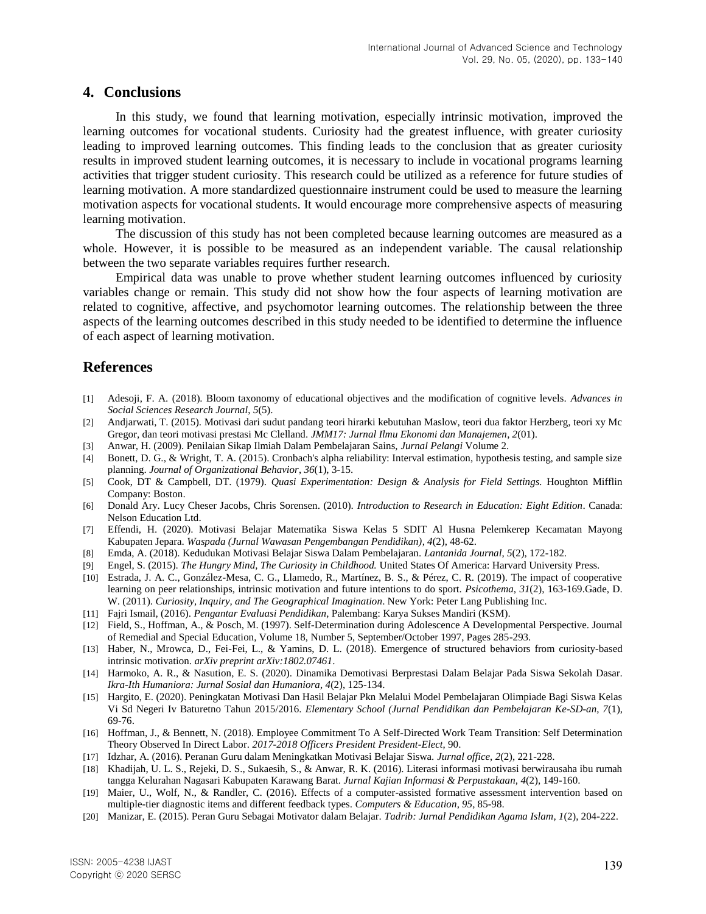## 4. Conclusions

In this study, we found that learning motivation, especially intrinsic motivation, improved the learning outcomes for vocational students. Curiosity had the greatest influence, with greater curiosity leading to improved learning outcomes. This finding leads to the conclusion that as greater curiosity results in improved student learning outcomes, it is necessary to include in vocational programs learning activities that trigger student curiosity. This research could be utilized as a reference for future studies of learning motivation. A more standardized questionnaire instrument could be used to measure the learning motivation aspects for vocational students. It would encourage more comprehensive aspects of measuring learning motivation.

The discussion of this study has not been completed because learning outcomes are measured as a whole. However, it is possible to be measured as an independent variable. The causal relationship between the two separate variables requires further research.

Empirical data was unable to prove whether student learning outcomes influenced by curiosity variables change or remain. This study did not show how the four aspects of learning motivation are related to cognitive, affective, and psychomotor learning outcomes. The relationship between the three aspects of the learning outcomes described in this study needed to be identified to determine the influence of each aspect of learning motivation.

## References

[1] Adesoji, F. A. (2018). Bloom taxonomy of educational objectives and the modification of cognitive levels. *Advances in Social Sciences Research Journal*, *5*(5).

[2] Andjarwati, T. (2015). Motivasi dari sudut pandang teori hirarki kebutuhan Maslow, teori dua faktor Herzberg, teori xy Mc Gregor, dan teori motivasi prestasi Mc Clelland. *JMM17: Jurnal Ilmu Ekonomi dan Manajemen*, *2*(01).

[3] Anwar, H. (2009). Penilaian Sikap Ilmiah Dalam Pembelajaran Sains, *Jurnal Pelangi* Volume 2.

[4] Bonett, D. G., & Wright, T. A. (2015). Cronbach's alpha reliability: Interval estimation, hypothesis testing, and sample size planning. *Journal of Organizational Behavior*, *36*(1), 3-15.

[5] Cook, DT & Campbell, DT. (1979). *Quasi Experimentation: Design & Analysis for Field Settings.* Houghton Mifflin Company: Boston.

[6] Donald Ary. Lucy Cheser Jacobs, Chris Sorensen. (2010). *Introduction to Research in Education: Eight Edition*. Canada: Nelson Education Ltd.

[7] Effendi, H. (2020). Motivasi Belajar Matematika Siswa Kelas 5 SDIT Al Husna Pelemkerep Kecamatan Mayong Kabupaten Jepara. *Waspada (Jurnal Wawasan Pengembangan Pendidikan)*, *4*(2), 48-62.

[8] Emda, A. (2018). Kedudukan Motivasi Belajar Siswa Dalam Pembelajaran. *Lantanida Journal*, *5*(2), 172-182.

[9] Engel, S. (2015). *The Hungry Mind, The Curiosity in Childhood.* United States Of America: Harvard University Press.

[10] Estrada, J. A. C., González-Mesa, C. G., Llamedo, R., Martínez, B. S., & Pérez, C. R. (2019). The impact of cooperative learning on peer relationships, intrinsic motivation and future intentions to do sport. *Psicothema*, *31*(2), 163-169.Gade, D. W. (2011). *Curiosity, Inquiry, and The Geographical Imagination*. New York: Peter Lang Publishing Inc.

[11] Fajri Ismail, (2016). *Pengantar Evaluasi Pendidikan*, Palembang: Karya Sukses Mandiri (KSM).

[12] Field, S., Hoffman, A., & Posch, M. (1997). Self-Determination during Adolescence A Developmental Perspective. Journal of Remedial and Special Education, Volume 18, Number 5, September/October 1997, Pages 285-293.

[13] Haber, N., Mrowca, D., Fei-Fei, L., & Yamins, D. L. (2018). Emergence of structured behaviors from curiosity-based intrinsic motivation. *arXiv preprint arXiv:1802.07461*.

[14] Harmoko, A. R., & Nasution, E. S. (2020). Dinamika Demotivasi Berprestasi Dalam Belajar Pada Siswa Sekolah Dasar. *Ikra-Ith Humaniora: Jurnal Sosial dan Humaniora*, *4*(2), 125-134.

[15] Hargito, E. (2020). Peningkatan Motivasi Dan Hasil Belajar Pkn Melalui Model Pembelajaran Olimpiade Bagi Siswa Kelas Vi Sd Negeri Iv Baturetno Tahun 2015/2016. *Elementary School (Jurnal Pendidikan dan Pembelajaran Ke-SD-an*, *7*(1), 69-76.

[16] Hoffman, J., & Bennett, N. (2018). Employee Commitment To A Self-Directed Work Team Transition: Self Determination Theory Observed In Direct Labor. *2017-2018 Officers President President-Elect*, 90.

[17] Idzhar, A. (2016). Peranan Guru dalam Meningkatkan Motivasi Belajar Siswa. *Jurnal office*, *2*(2), 221-228.

[18] Khadijah, U. L. S., Rejeki, D. S., Sukaesih, S., & Anwar, R. K. (2016). Literasi informasi motivasi berwirausaha ibu rumah tangga Kelurahan Nagasari Kabupaten Karawang Barat. *Jurnal Kajian Informasi & Perpustakaan*, *4*(2), 149-160.

[19] Maier, U., Wolf, N., & Randler, C. (2016). Effects of a computer-assisted formative assessment intervention based on multiple-tier diagnostic items and different feedback types. *Computers & Education*, *95*, 85-98.

[20] Manizar, E. (2015). Peran Guru Sebagai Motivator dalam Belajar. *Tadrib: Jurnal Pendidikan Agama Islam*, *1*(2), 204-222.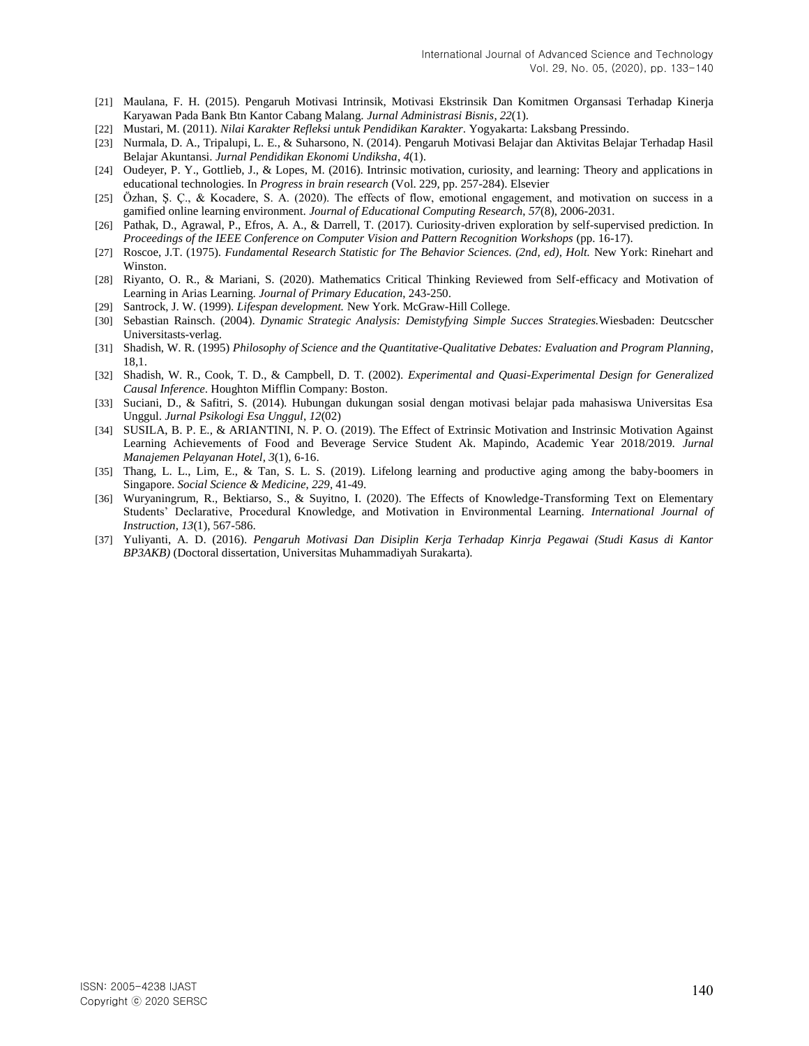[21] Maulana, F. H. (2015). Pengaruh Motivasi Intrinsik, Motivasi Ekstrinsik Dan Komitmen Organsasi Terhadap Kinerja Karyawan Pada Bank Btn Kantor Cabang Malang. *Jurnal Administrasi Bisnis*, *22*(1).

[22] Mustari, M. (2011). *Nilai Karakter Refleksi untuk Pendidikan Karakter*. Yogyakarta: Laksbang Pressindo.

[23] Nurmala, D. A., Tripalupi, L. E., & Suharsono, N. (2014). Pengaruh Motivasi Belajar dan Aktivitas Belajar Terhadap Hasil Belajar Akuntansi. *Jurnal Pendidikan Ekonomi Undiksha*, *4*(1).

[24] Oudeyer, P. Y., Gottlieb, J., & Lopes, M. (2016). Intrinsic motivation, curiosity, and learning: Theory and applications in educational technologies. In *Progress in brain research* (Vol. 229, pp. 257-284). Elsevier

[25] Özhan, Ş. Ç., & Kocadere, S. A. (2020). The effects of flow, emotional engagement, and motivation on success in a gamified online learning environment. *Journal of Educational Computing Research*, *57*(8), 2006-2031.

[26] Pathak, D., Agrawal, P., Efros, A. A., & Darrell, T. (2017). Curiosity-driven exploration by self-supervised prediction. In *Proceedings of the IEEE Conference on Computer Vision and Pattern Recognition Workshops* (pp. 16-17).

[27] Roscoe, J.T. (1975). *Fundamental Research Statistic for The Behavior Sciences. (2nd, ed), Holt.* New York: Rinehart and Winston.

[28] Riyanto, O. R., & Mariani, S. (2020). Mathematics Critical Thinking Reviewed from Self-efficacy and Motivation of Learning in Arias Learning. *Journal of Primary Education*, 243-250.

[29] Santrock, J. W. (1999). *Lifespan development.* New York. McGraw-Hill College.

[30] Sebastian Rainsch. (2004). *Dynamic Strategic Analysis: Demistyfying Simple Succes Strategies.*Wiesbaden: Deutcscher Universitasts-verlag.

[31] Shadish, W. R. (1995) *Philosophy of Science and the Quantitative-Qualitative Debates: Evaluation and Program Planning*, 18,1.

[32] Shadish, W. R., Cook, T. D., & Campbell, D. T. (2002). *Experimental and Quasi-Experimental Design for Generalized Causal Inference*. Houghton Mifflin Company: Boston.

[33] Suciani, D., & Safitri, S. (2014). Hubungan dukungan sosial dengan motivasi belajar pada mahasiswa Universitas Esa Unggul. *Jurnal Psikologi Esa Unggul*, *12*(02)

[34] SUSILA, B. P. E., & ARIANTINI, N. P. O. (2019). The Effect of Extrinsic Motivation and Instrinsic Motivation Against Learning Achievements of Food and Beverage Service Student Ak. Mapindo, Academic Year 2018/2019. *Jurnal Manajemen Pelayanan Hotel*, *3*(1), 6-16.

[35] Thang, L. L., Lim, E., & Tan, S. L. S. (2019). Lifelong learning and productive aging among the baby-boomers in Singapore. *Social Science & Medicine*, *229*, 41-49.

[36] Wuryaningrum, R., Bektiarso, S., & Suyitno, I. (2020). The Effects of Knowledge-Transforming Text on Elementary Students' Declarative, Procedural Knowledge, and Motivation in Environmental Learning. *International Journal of Instruction*, *13*(1), 567-586.

[37] Yuliyanti, A. D. (2016). *Pengaruh Motivasi Dan Disiplin Kerja Terhadap Kinrja Pegawai (Studi Kasus di Kantor BP3AKB)* (Doctoral dissertation, Universitas Muhammadiyah Surakarta).